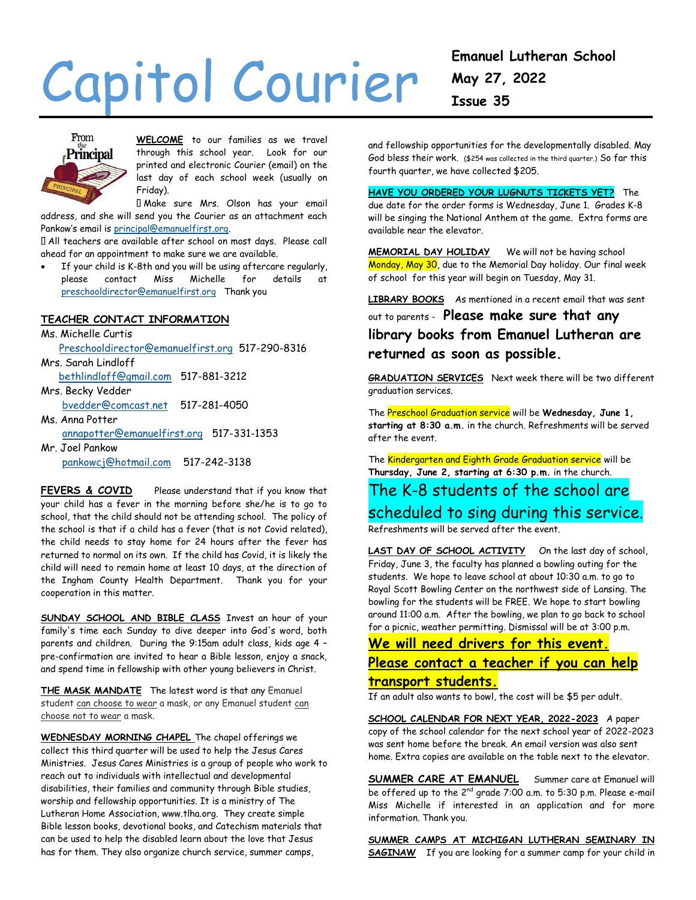# Capitol Courier

**Emanuel Lutheran School**
**May 27, 2022**
**Issue 35**

**WELCOME** to our families as we travel through this school year. Look for our printed and electronic Courier (email) on the last day of each school week (usually on Friday).

 Make sure Mrs. Olson has your email address, and she will send you the Courier as an attachment each Pankow's email is principal@emanuelfirst.org.

 All teachers are available after school on most days. Please call ahead for an appointment to make sure we are available.

- If your child is K-8th and you will be using aftercare regularly, please contact Miss Michelle for details at preschooldirector@emanuelfirst.org Thank you

## TEACHER CONTACT INFORMATION

Ms. Michelle Curtis
Preschooldirector@emanuelfirst.org 517-290-8316

Mrs. Sarah Lindloff
bethlindloff@gmail.com 517-881-3212

Mrs. Becky Vedder
bvedder@comcast.net 517-281-4050

Ms. Anna Potter
annapotter@emanuelfirst.org 517-331-1353

Mr. Joel Pankow
pankowcj@hotmail.com 517-242-3138

**FEVERS & COVID** Please understand that if you know that your child has a fever in the morning before she/he is to go to school, that the child should not be attending school. The policy of the school is that if a child has a fever (that is not Covid related), the child needs to stay home for 24 hours after the fever has returned to normal on its own. If the child has Covid, it is likely the child will need to remain home at least 10 days, at the direction of the Ingham County Health Department. Thank you for your cooperation in this matter.

**SUNDAY SCHOOL AND BIBLE CLASS** Invest an hour of your family's time each Sunday to dive deeper into God's word, both parents and children. During the 9:15am adult class, kids age 4 – pre-confirmation are invited to hear a Bible lesson, enjoy a snack, and spend time in fellowship with other young believers in Christ.

**THE MASK MANDATE** The latest word is that any Emanuel student can choose to wear a mask, or any Emanuel student can choose not to wear a mask.

**WEDNESDAY MORNING CHAPEL** The chapel offerings we collect this third quarter will be used to help the Jesus Cares Ministries. Jesus Cares Ministries is a group of people who work to reach out to individuals with intellectual and developmental disabilities, their families and community through Bible studies, worship and fellowship opportunities. It is a ministry of The Lutheran Home Association, www.tlha.org. They create simple Bible lesson books, devotional books, and Catechism materials that can be used to help the disabled learn about the love that Jesus has for them. They also organize church service, summer camps, and fellowship opportunities for the developmentally disabled. May God bless their work. ($254 was collected in the third quarter.) So far this fourth quarter, we have collected $205.

**HAVE YOU ORDERED YOUR LUGNUTS TICKETS YET?** The due date for the order forms is Wednesday, June 1. Grades K-8 will be singing the National Anthem at the game. Extra forms are available near the elevator.

**MEMORIAL DAY HOLIDAY** We will not be having school Monday, May 30, due to the Memorial Day holiday. Our final week of school for this year will begin on Tuesday, May 31.

**LIBRARY BOOKS** As mentioned in a recent email that was sent out to parents - **Please make sure that any library books from Emanuel Lutheran are returned as soon as possible.**

**GRADUATION SERVICES** Next week there will be two different graduation services.

The Preschool Graduation service will be **Wednesday, June 1, starting at 8:30 a.m.** in the church. Refreshments will be served after the event.

The Kindergarten and Eighth Grade Graduation service will be **Thursday, June 2, starting at 6:30 p.m.** in the church.

The K-8 students of the school are scheduled to sing during this service.

Refreshments will be served after the event.

**LAST DAY OF SCHOOL ACTIVITY** On the last day of school, Friday, June 3, the faculty has planned a bowling outing for the students. We hope to leave school at about 10:30 a.m. to go to Royal Scott Bowling Center on the northwest side of Lansing. The bowling for the students will be FREE. We hope to start bowling around 11:00 a.m. After the bowling, we plan to go back to school for a picnic, weather permitting. Dismissal will be at 3:00 p.m.

***We will need drivers for this event. Please contact a teacher if you can help transport students.***

If an adult also wants to bowl, the cost will be $5 per adult.

**SCHOOL CALENDAR FOR NEXT YEAR, 2022-2023** A paper copy of the school calendar for the next school year of 2022-2023 was sent home before the break. An email version was also sent home. Extra copies are available on the table next to the elevator.

**SUMMER CARE AT EMANUEL** Summer care at Emanuel will be offered up to the 2nd grade 7:00 a.m. to 5:30 p.m. Please e-mail Miss Michelle if interested in an application and for more information. Thank you.

**SUMMER CAMPS AT MICHIGAN LUTHERAN SEMINARY IN SAGINAW** If you are looking for a summer camp for your child in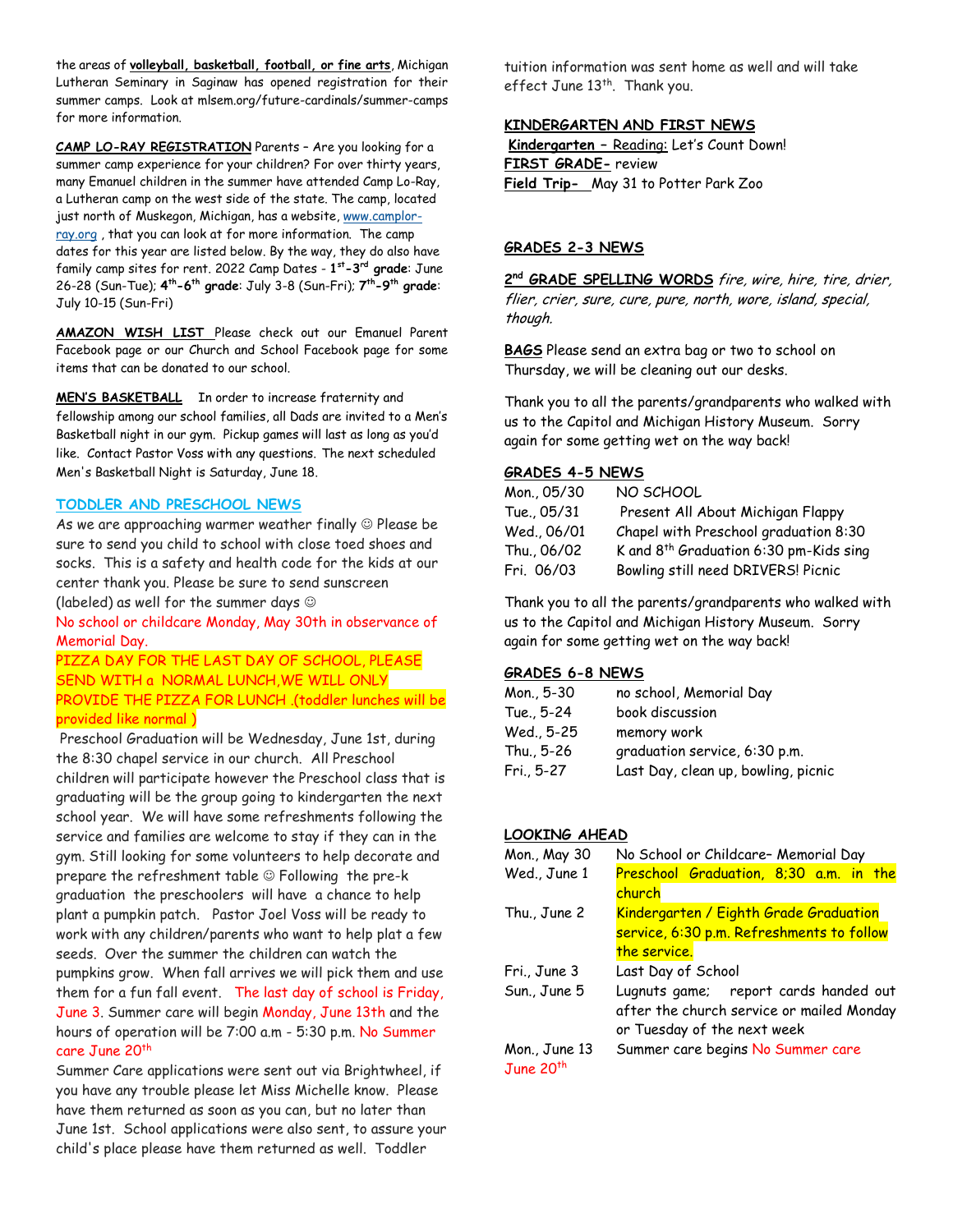the areas of **volleyball, basketball, football, or fine arts**, Michigan Lutheran Seminary in Saginaw has opened registration for their summer camps. Look at mlsem.org/future-cardinals/summer-camps for more information.

**CAMP LO-RAY REGISTRATION** Parents – Are you looking for a summer camp experience for your children? For over thirty years, many Emanuel children in the summer have attended Camp Lo-Ray, a Lutheran camp on the west side of the state. The camp, located just north of Muskegon, Michigan, has a website, www.camplor-ray.org , that you can look at for more information. The camp dates for this year are listed below. By the way, they do also have family camp sites for rent. 2022 Camp Dates - **1st-3rd grade**: June 26-28 (Sun-Tue); **4th-6th grade**: July 3-8 (Sun-Fri); **7th-9th grade**: July 10-15 (Sun-Fri)

**AMAZON WISH LIST** Please check out our Emanuel Parent Facebook page or our Church and School Facebook page for some items that can be donated to our school.

**MEN'S BASKETBALL** In order to increase fraternity and fellowship among our school families, all Dads are invited to a Men's Basketball night in our gym. Pickup games will last as long as you'd like. Contact Pastor Voss with any questions. The next scheduled Men's Basketball Night is Saturday, June 18.

## TODDLER AND PRESCHOOL NEWS

As we are approaching warmer weather finally ☺ Please be sure to send you child to school with close toed shoes and socks. This is a safety and health code for the kids at our center thank you. Please be sure to send sunscreen (labeled) as well for the summer days ☺

No school or childcare Monday, May 30th in observance of Memorial Day.

PIZZA DAY FOR THE LAST DAY OF SCHOOL, PLEASE SEND WITH a NORMAL LUNCH,WE WILL ONLY PROVIDE THE PIZZA FOR LUNCH .(toddler lunches will be provided like normal )

Preschool Graduation will be Wednesday, June 1st, during the 8:30 chapel service in our church. All Preschool children will participate however the Preschool class that is graduating will be the group going to kindergarten the next school year. We will have some refreshments following the service and families are welcome to stay if they can in the gym. Still looking for some volunteers to help decorate and prepare the refreshment table ☺ Following the pre-k graduation the preschoolers will have a chance to help plant a pumpkin patch. Pastor Joel Voss will be ready to work with any children/parents who want to help plat a few seeds. Over the summer the children can watch the pumpkins grow. When fall arrives we will pick them and use them for a fun fall event. The last day of school is Friday, June 3. Summer care will begin Monday, June 13th and the hours of operation will be 7:00 a.m - 5:30 p.m. No Summer care June 20th

Summer Care applications were sent out via Brightwheel, if you have any trouble please let Miss Michelle know. Please have them returned as soon as you can, but no later than June 1st. School applications were also sent, to assure your child's place please have them returned as well. Toddler tuition information was sent home as well and will take effect June 13th. Thank you.

## KINDERGARTEN AND FIRST NEWS

**Kindergarten – Reading:** Let's Count Down!
**FIRST GRADE-** review
**Field Trip-** May 31 to Potter Park Zoo

## GRADES 2-3 NEWS

**2nd GRADE SPELLING WORDS** *fire, wire, hire, tire, drier, flier, crier, sure, cure, pure, north, wore, island, special, though.*

**BAGS** Please send an extra bag or two to school on Thursday, we will be cleaning out our desks.

Thank you to all the parents/grandparents who walked with us to the Capitol and Michigan History Museum. Sorry again for some getting wet on the way back!

## GRADES 4-5 NEWS

| | |
|---|---|
| Mon., 05/30 | NO SCHOOL |
| Tue., 05/31 | Present All About Michigan Flappy |
| Wed., 06/01 | Chapel with Preschool graduation 8:30 |
| Thu., 06/02 | K and 8th Graduation 6:30 pm-Kids sing |
| Fri. 06/03 | Bowling still need DRIVERS! Picnic |

Thank you to all the parents/grandparents who walked with us to the Capitol and Michigan History Museum. Sorry again for some getting wet on the way back!

## GRADES 6-8 NEWS

| | |
|---|---|
| Mon., 5-30 | no school, Memorial Day |
| Tue., 5-24 | book discussion |
| Wed., 5-25 | memory work |
| Thu., 5-26 | graduation service, 6:30 p.m. |
| Fri., 5-27 | Last Day, clean up, bowling, picnic |

## LOOKING AHEAD

| | |
|---|---|
| Mon., May 30 | No School or Childcare– Memorial Day |
| Wed., June 1 | Preschool Graduation, 8;30 a.m. in the church |
| Thu., June 2 | Kindergarten / Eighth Grade Graduation service, 6:30 p.m. Refreshments to follow the service. |
| Fri., June 3 | Last Day of School |
| Sun., June 5 | Lugnuts game; report cards handed out after the church service or mailed Monday or Tuesday of the next week |
| Mon., June 13 | Summer care begins No Summer care June 20th |